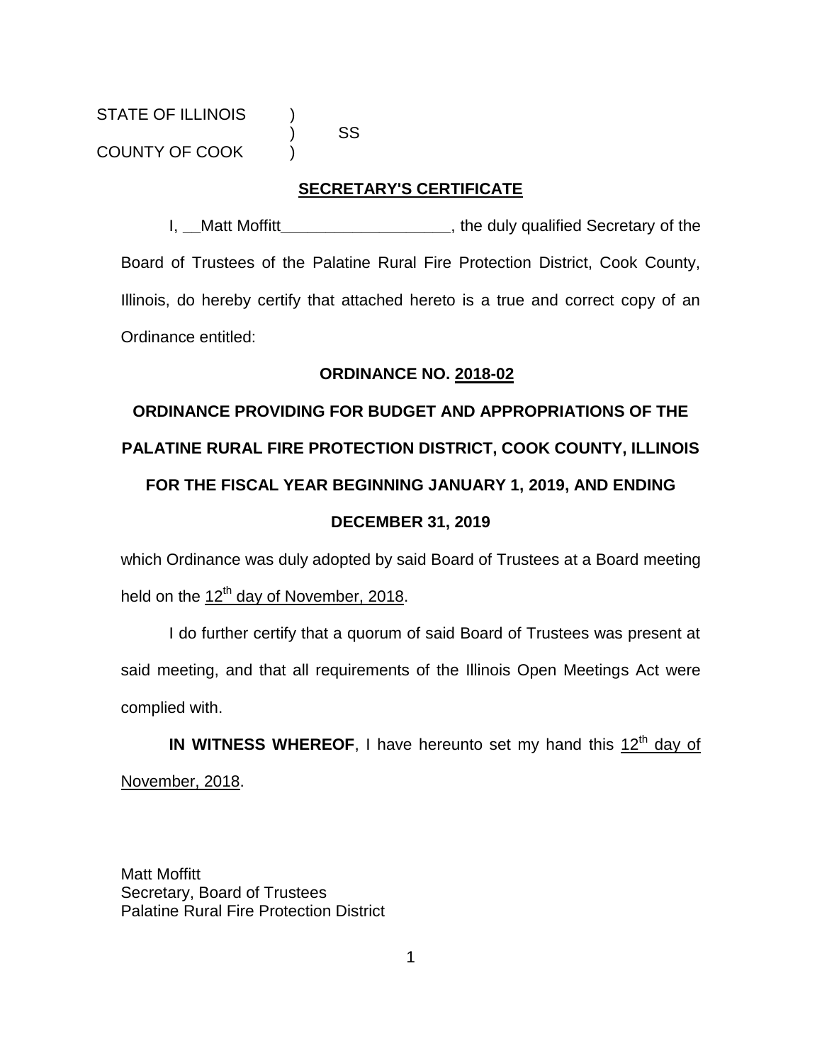STATE OF ILLINOIS )
) SS
COUNTY OF COOK )

**SECRETARY'S CERTIFICATE**

I, __Matt Moffitt___________________, the duly qualified Secretary of the Board of Trustees of the Palatine Rural Fire Protection District, Cook County, Illinois, do hereby certify that attached hereto is a true and correct copy of an Ordinance entitled:

**ORDINANCE NO. 2018-02**

**ORDINANCE PROVIDING FOR BUDGET AND APPROPRIATIONS OF THE PALATINE RURAL FIRE PROTECTION DISTRICT, COOK COUNTY, ILLINOIS FOR THE FISCAL YEAR BEGINNING JANUARY 1, 2019, AND ENDING DECEMBER 31, 2019**

which Ordinance was duly adopted by said Board of Trustees at a Board meeting held on the 12th day of November, 2018.

I do further certify that a quorum of said Board of Trustees was present at said meeting, and that all requirements of the Illinois Open Meetings Act were complied with.

**IN WITNESS WHEREOF**, I have hereunto set my hand this 12th day of November, 2018.

Matt Moffitt
Secretary, Board of Trustees
Palatine Rural Fire Protection District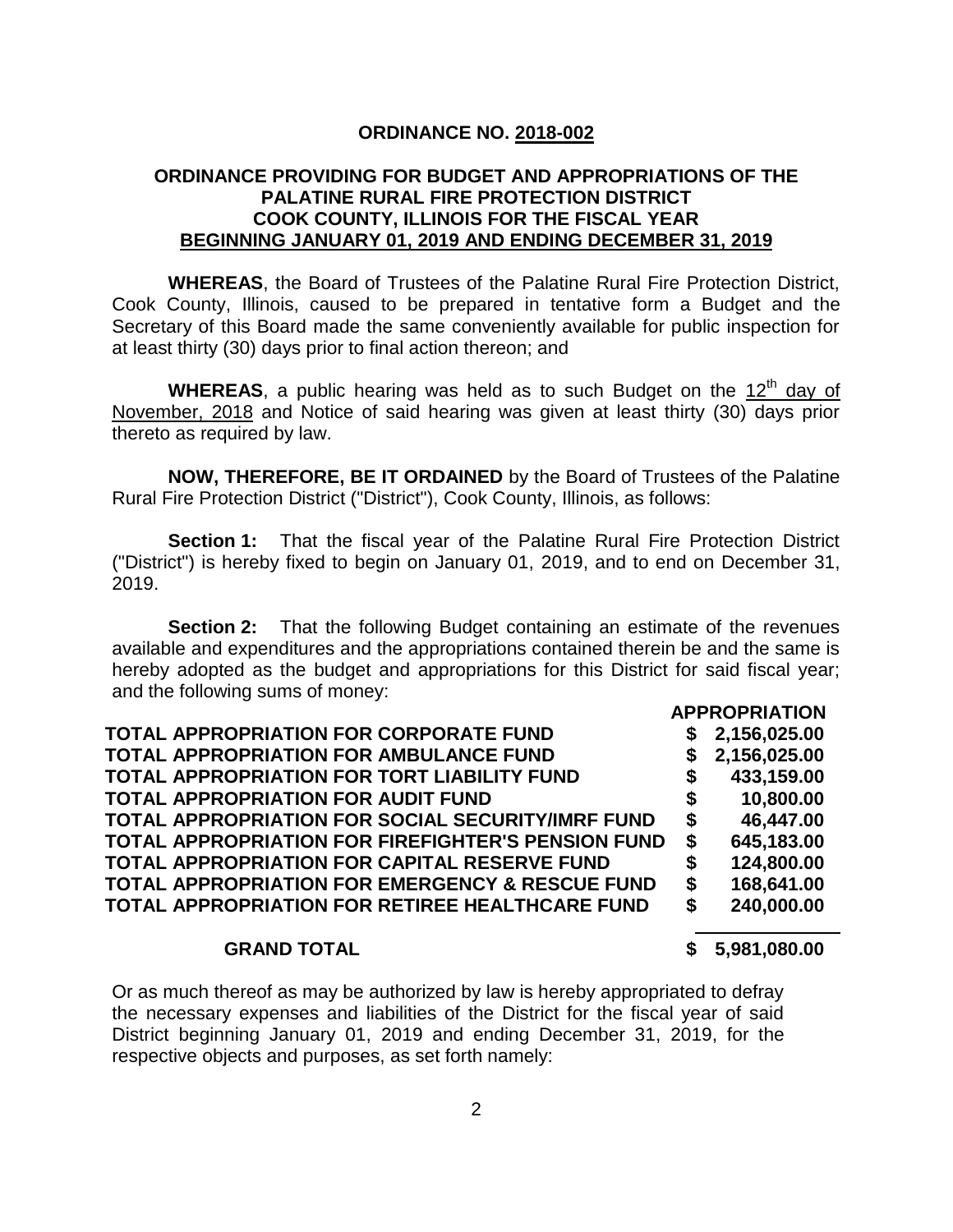**ORDINANCE NO. 2018-002**

**ORDINANCE PROVIDING FOR BUDGET AND APPROPRIATIONS OF THE PALATINE RURAL FIRE PROTECTION DISTRICT COOK COUNTY, ILLINOIS FOR THE FISCAL YEAR BEGINNING JANUARY 01, 2019 AND ENDING DECEMBER 31, 2019**

**WHEREAS**, the Board of Trustees of the Palatine Rural Fire Protection District, Cook County, Illinois, caused to be prepared in tentative form a Budget and the Secretary of this Board made the same conveniently available for public inspection for at least thirty (30) days prior to final action thereon; and

**WHEREAS**, a public hearing was held as to such Budget on the 12th day of November, 2018 and Notice of said hearing was given at least thirty (30) days prior thereto as required by law.

**NOW, THEREFORE, BE IT ORDAINED** by the Board of Trustees of the Palatine Rural Fire Protection District ("District"), Cook County, Illinois, as follows:

**Section 1:** That the fiscal year of the Palatine Rural Fire Protection District ("District") is hereby fixed to begin on January 01, 2019, and to end on December 31, 2019.

**Section 2:** That the following Budget containing an estimate of the revenues available and expenditures and the appropriations contained therein be and the same is hereby adopted as the budget and appropriations for this District for said fiscal year; and the following sums of money:

| | **APPROPRIATION** |
|---|---|
| **TOTAL APPROPRIATION FOR CORPORATE FUND** | **$ 2,156,025.00** |
| **TOTAL APPROPRIATION FOR AMBULANCE FUND** | **$ 2,156,025.00** |
| **TOTAL APPROPRIATION FOR TORT LIABILITY FUND** | **$ 433,159.00** |
| **TOTAL APPROPRIATION FOR AUDIT FUND** | **$ 10,800.00** |
| **TOTAL APPROPRIATION FOR SOCIAL SECURITY/IMRF FUND** | **$ 46,447.00** |
| **TOTAL APPROPRIATION FOR FIREFIGHTER'S PENSION FUND** | **$ 645,183.00** |
| **TOTAL APPROPRIATION FOR CAPITAL RESERVE FUND** | **$ 124,800.00** |
| **TOTAL APPROPRIATION FOR EMERGENCY & RESCUE FUND** | **$ 168,641.00** |
| **TOTAL APPROPRIATION FOR RETIREE HEALTHCARE FUND** | **$ 240,000.00** |
| **GRAND TOTAL** | **$ 5,981,080.00** |

Or as much thereof as may be authorized by law is hereby appropriated to defray the necessary expenses and liabilities of the District for the fiscal year of said District beginning January 01, 2019 and ending December 31, 2019, for the respective objects and purposes, as set forth namely: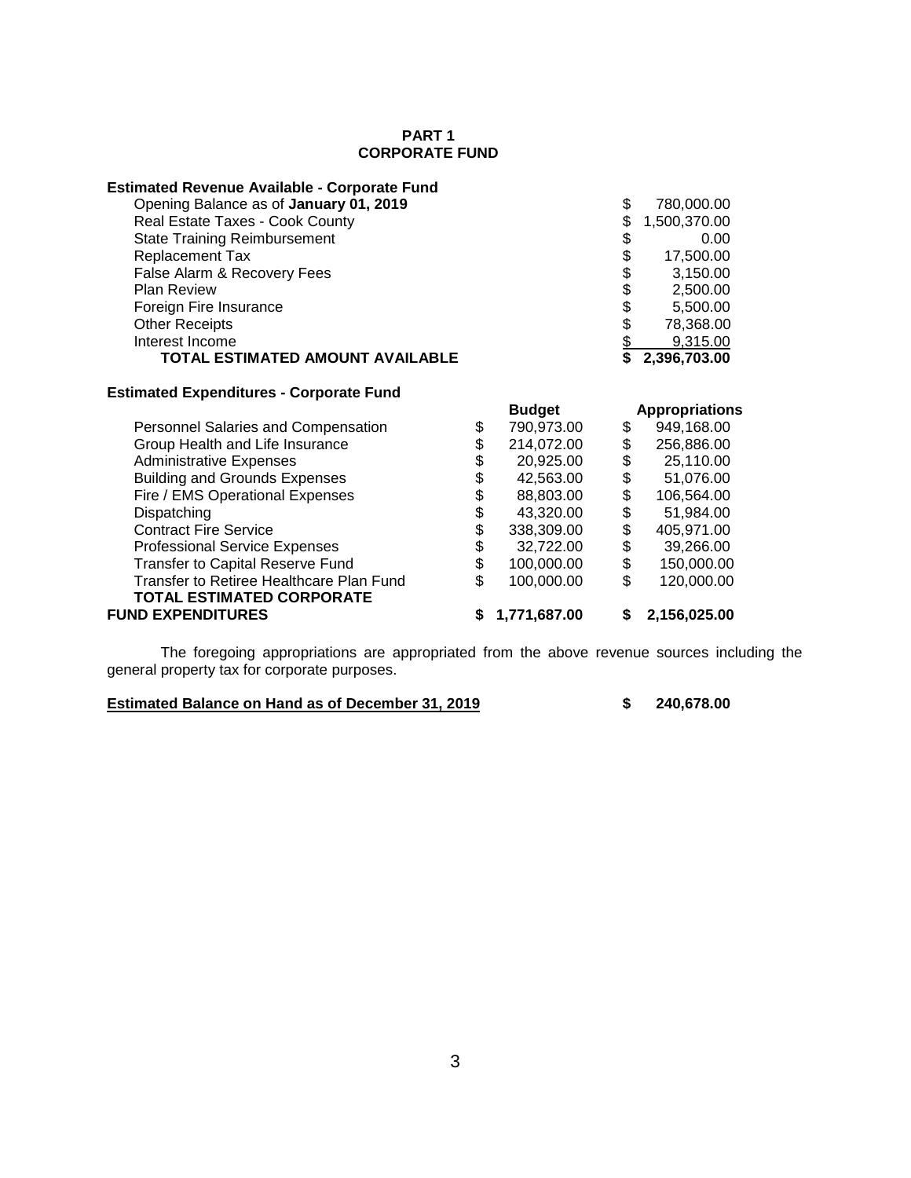**PART 1**
**CORPORATE FUND**

**Estimated Revenue Available - Corporate Fund**

| | |
|---|---|
| Opening Balance as of **January 01, 2019** | $ 780,000.00 |
| Real Estate Taxes - Cook County | $ 1,500,370.00 |
| State Training Reimbursement | $ 0.00 |
| Replacement Tax | $ 17,500.00 |
| False Alarm & Recovery Fees | $ 3,150.00 |
| Plan Review | $ 2,500.00 |
| Foreign Fire Insurance | $ 5,500.00 |
| Other Receipts | $ 78,368.00 |
| Interest Income | $ 9,315.00 |
| **TOTAL ESTIMATED AMOUNT AVAILABLE** | **$ 2,396,703.00** |

**Estimated Expenditures - Corporate Fund**

| | **Budget** | **Appropriations** |
|---|---|---|
| Personnel Salaries and Compensation | $ 790,973.00 | $ 949,168.00 |
| Group Health and Life Insurance | $ 214,072.00 | $ 256,886.00 |
| Administrative Expenses | $ 20,925.00 | $ 25,110.00 |
| Building and Grounds Expenses | $ 42,563.00 | $ 51,076.00 |
| Fire / EMS Operational Expenses | $ 88,803.00 | $ 106,564.00 |
| Dispatching | $ 43,320.00 | $ 51,984.00 |
| Contract Fire Service | $ 338,309.00 | $ 405,971.00 |
| Professional Service Expenses | $ 32,722.00 | $ 39,266.00 |
| Transfer to Capital Reserve Fund | $ 100,000.00 | $ 150,000.00 |
| Transfer to Retiree Healthcare Plan Fund | $ 100,000.00 | $ 120,000.00 |
| **TOTAL ESTIMATED CORPORATE FUND EXPENDITURES** | **$ 1,771,687.00** | **$ 2,156,025.00** |

The foregoing appropriations are appropriated from the above revenue sources including the general property tax for corporate purposes.

**Estimated Balance on Hand as of December 31, 2019** **$ 240,678.00**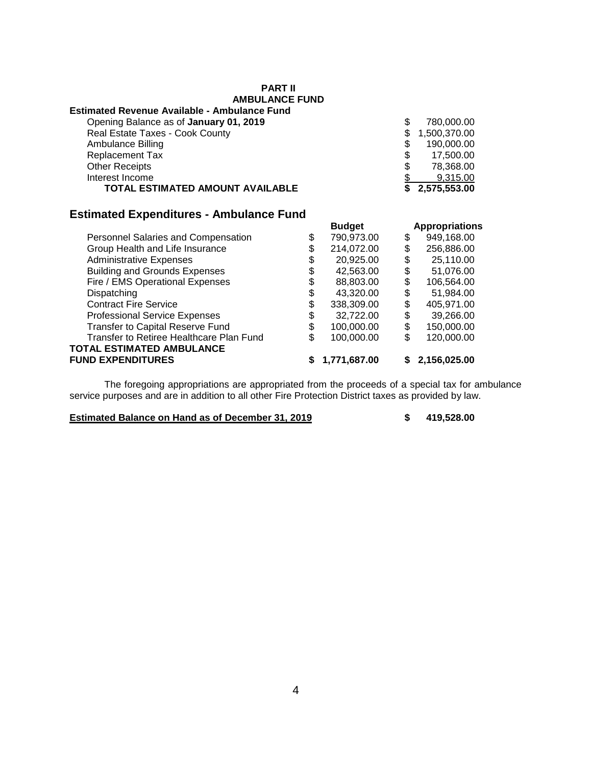**PART II**
**AMBULANCE FUND**

**Estimated Revenue Available - Ambulance Fund**

| | |
|---|---|
| Opening Balance as of **January 01, 2019** | $ 780,000.00 |
| Real Estate Taxes - Cook County | $ 1,500,370.00 |
| Ambulance Billing | $ 190,000.00 |
| Replacement Tax | $ 17,500.00 |
| Other Receipts | $ 78,368.00 |
| Interest Income | $ 9,315.00 |
| **TOTAL ESTIMATED AMOUNT AVAILABLE** | **$ 2,575,553.00** |

## Estimated Expenditures - Ambulance Fund

| | Budget | Appropriations |
|---|---|---|
| Personnel Salaries and Compensation | $ 790,973.00 | $ 949,168.00 |
| Group Health and Life Insurance | $ 214,072.00 | $ 256,886.00 |
| Administrative Expenses | $ 20,925.00 | $ 25,110.00 |
| Building and Grounds Expenses | $ 42,563.00 | $ 51,076.00 |
| Fire / EMS Operational Expenses | $ 88,803.00 | $ 106,564.00 |
| Dispatching | $ 43,320.00 | $ 51,984.00 |
| Contract Fire Service | $ 338,309.00 | $ 405,971.00 |
| Professional Service Expenses | $ 32,722.00 | $ 39,266.00 |
| Transfer to Capital Reserve Fund | $ 100,000.00 | $ 150,000.00 |
| Transfer to Retiree Healthcare Plan Fund | $ 100,000.00 | $ 120,000.00 |
| **TOTAL ESTIMATED AMBULANCE FUND EXPENDITURES** | **$ 1,771,687.00** | **$ 2,156,025.00** |

The foregoing appropriations are appropriated from the proceeds of a special tax for ambulance service purposes and are in addition to all other Fire Protection District taxes as provided by law.

**Estimated Balance on Hand as of December 31, 2019** **$ 419,528.00**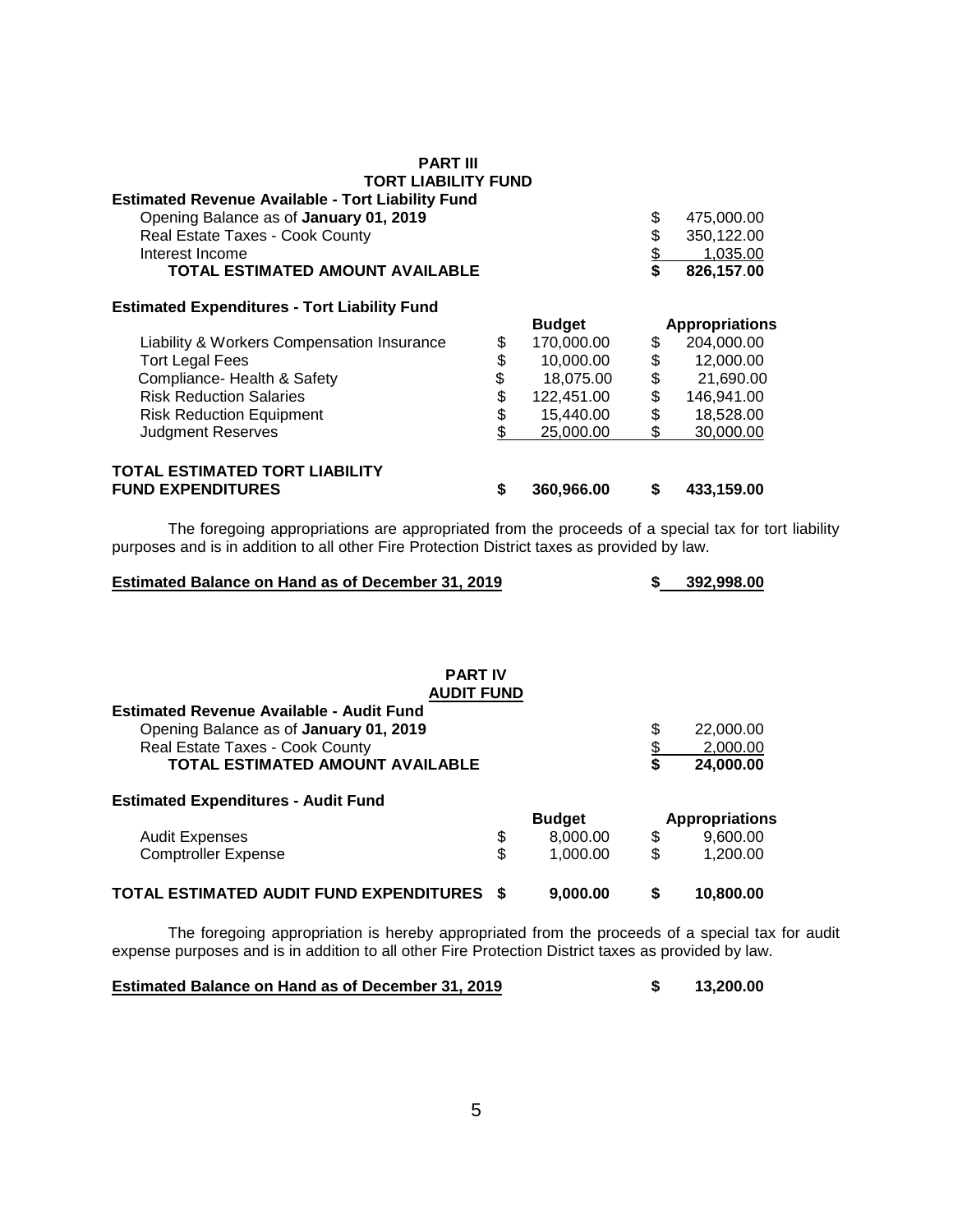## PART III
## TORT LIABILITY FUND

**Estimated Revenue Available - Tort Liability Fund**

| | |
|---|---|
| Opening Balance as of **January 01, 2019** | $ 475,000.00 |
| Real Estate Taxes - Cook County | $ 350,122.00 |
| Interest Income | $ 1,035.00 |
| **TOTAL ESTIMATED AMOUNT AVAILABLE** | **$ 826,157.00** |

**Estimated Expenditures - Tort Liability Fund**

| | Budget | Appropriations |
|---|---|---|
| Liability & Workers Compensation Insurance | $ 170,000.00 | $ 204,000.00 |
| Tort Legal Fees | $ 10,000.00 | $ 12,000.00 |
| Compliance- Health & Safety | $ 18,075.00 | $ 21,690.00 |
| Risk Reduction Salaries | $ 122,451.00 | $ 146,941.00 |
| Risk Reduction Equipment | $ 15,440.00 | $ 18,528.00 |
| Judgment Reserves | $ 25,000.00 | $ 30,000.00 |
| **TOTAL ESTIMATED TORT LIABILITY FUND EXPENDITURES** | **$ 360,966.00** | **$ 433,159.00** |

The foregoing appropriations are appropriated from the proceeds of a special tax for tort liability purposes and is in addition to all other Fire Protection District taxes as provided by law.

**Estimated Balance on Hand as of December 31, 2019** **$ 392,998.00**

## PART IV
## AUDIT FUND

**Estimated Revenue Available - Audit Fund**

| | |
|---|---|
| Opening Balance as of **January 01, 2019** | $ 22,000.00 |
| Real Estate Taxes - Cook County | $ 2,000.00 |
| **TOTAL ESTIMATED AMOUNT AVAILABLE** | **$ 24,000.00** |

**Estimated Expenditures - Audit Fund**

| | Budget | Appropriations |
|---|---|---|
| Audit Expenses | $ 8,000.00 | $ 9,600.00 |
| Comptroller Expense | $ 1,000.00 | $ 1,200.00 |
| **TOTAL ESTIMATED AUDIT FUND EXPENDITURES** | **$ 9,000.00** | **$ 10,800.00** |

The foregoing appropriation is hereby appropriated from the proceeds of a special tax for audit expense purposes and is in addition to all other Fire Protection District taxes as provided by law.

**Estimated Balance on Hand as of December 31, 2019** **$ 13,200.00**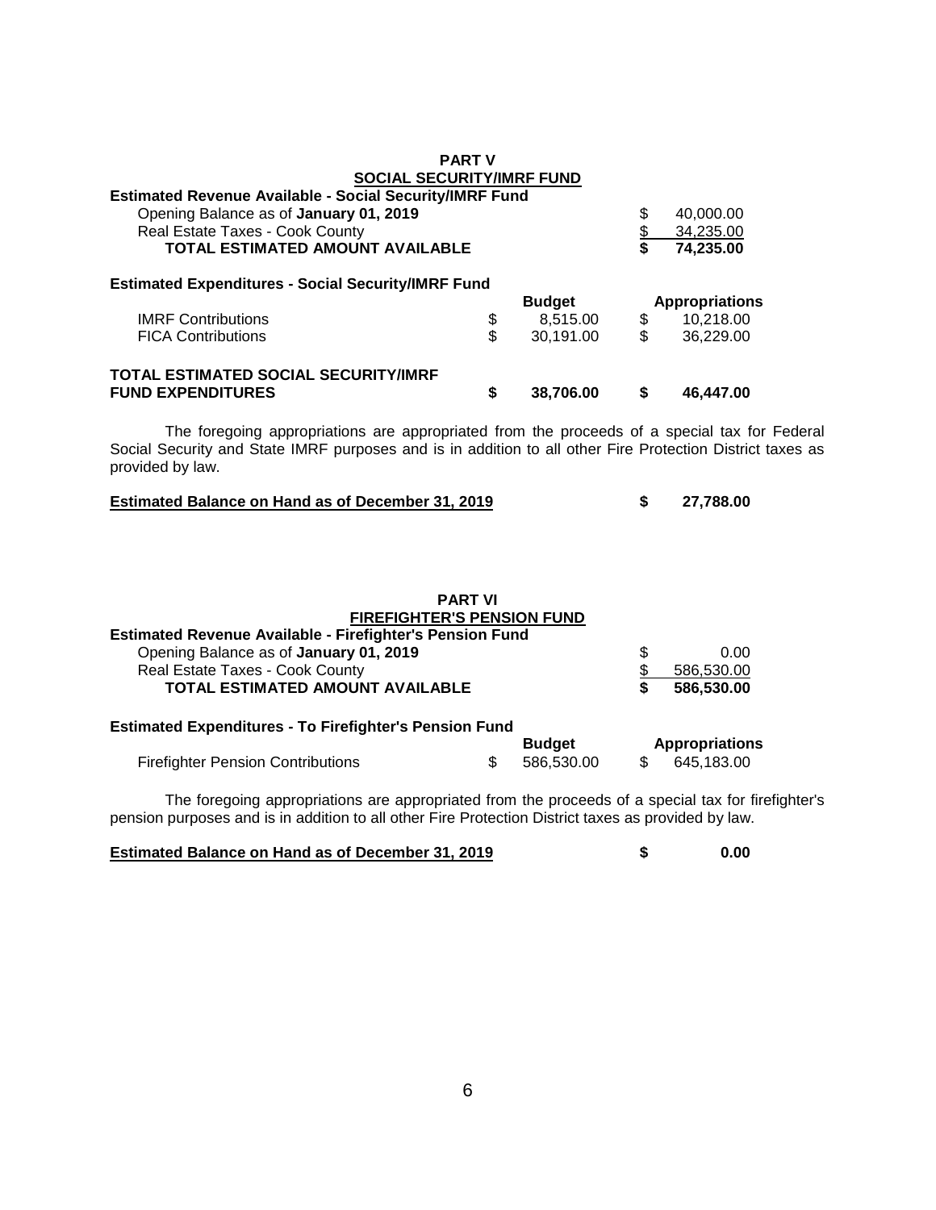## PART V
## SOCIAL SECURITY/IMRF FUND

**Estimated Revenue Available - Social Security/IMRF Fund**

| | |
|---|---|
| Opening Balance as of **January 01, 2019** | $ 40,000.00 |
| Real Estate Taxes - Cook County | $ 34,235.00 |
| **TOTAL ESTIMATED AMOUNT AVAILABLE** | **$ 74,235.00** |

**Estimated Expenditures - Social Security/IMRF Fund**

| | **Budget** | **Appropriations** |
|---|---|---|
| IMRF Contributions | $ 8,515.00 | $ 10,218.00 |
| FICA Contributions | $ 30,191.00 | $ 36,229.00 |
| **TOTAL ESTIMATED SOCIAL SECURITY/IMRF FUND EXPENDITURES** | **$ 38,706.00** | **$ 46,447.00** |

The foregoing appropriations are appropriated from the proceeds of a special tax for Federal Social Security and State IMRF purposes and is in addition to all other Fire Protection District taxes as provided by law.

**Estimated Balance on Hand as of December 31, 2019** **$ 27,788.00**

## PART VI
## FIREFIGHTER'S PENSION FUND

**Estimated Revenue Available - Firefighter's Pension Fund**

| | |
|---|---|
| Opening Balance as of **January 01, 2019** | $ 0.00 |
| Real Estate Taxes - Cook County | $ 586,530.00 |
| **TOTAL ESTIMATED AMOUNT AVAILABLE** | **$ 586,530.00** |

**Estimated Expenditures - To Firefighter's Pension Fund**

| | **Budget** | **Appropriations** |
|---|---|---|
| Firefighter Pension Contributions | $ 586,530.00 | $ 645,183.00 |

The foregoing appropriations are appropriated from the proceeds of a special tax for firefighter's pension purposes and is in addition to all other Fire Protection District taxes as provided by law.

**Estimated Balance on Hand as of December 31, 2019** **$ 0.00**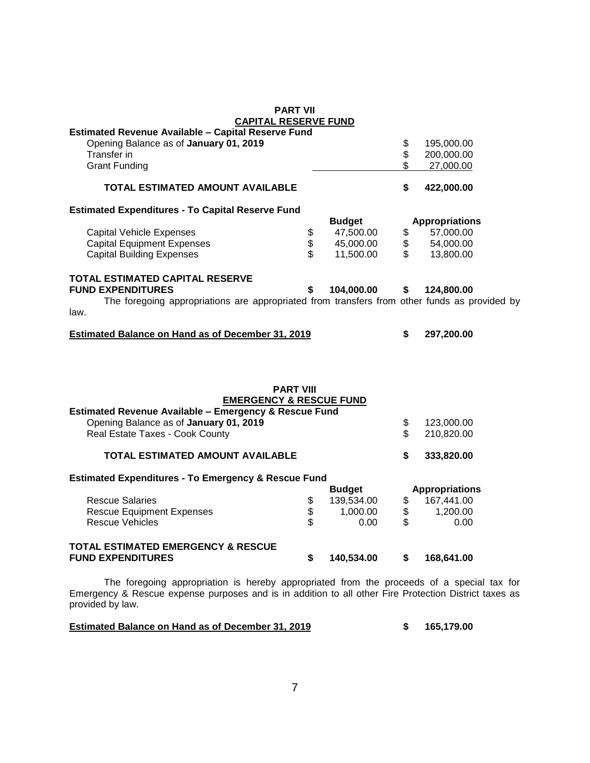## PART VII
## CAPITAL RESERVE FUND

**Estimated Revenue Available – Capital Reserve Fund**

| | | |
|---|---|---|
| Opening Balance as of **January 01, 2019** | | $ 195,000.00 |
| Transfer in | | $ 200,000.00 |
| Grant Funding | | $ 27,000.00 |
| **TOTAL ESTIMATED AMOUNT AVAILABLE** | | **$ 422,000.00** |

**Estimated Expenditures - To Capital Reserve Fund**

| | **Budget** | **Appropriations** |
|---|---|---|
| Capital Vehicle Expenses | $ 47,500.00 | $ 57,000.00 |
| Capital Equipment Expenses | $ 45,000.00 | $ 54,000.00 |
| Capital Building Expenses | $ 11,500.00 | $ 13,800.00 |
| **TOTAL ESTIMATED CAPITAL RESERVE FUND EXPENDITURES** | **$ 104,000.00** | **$ 124,800.00** |

The foregoing appropriations are appropriated from transfers from other funds as provided by law.

| | |
|---|---|
| **Estimated Balance on Hand as of December 31, 2019** | **$ 297,200.00** |

## PART VIII
## EMERGENCY & RESCUE FUND

**Estimated Revenue Available – Emergency & Rescue Fund**

| | | |
|---|---|---|
| Opening Balance as of **January 01, 2019** | | $ 123,000.00 |
| Real Estate Taxes - Cook County | | $ 210,820.00 |
| **TOTAL ESTIMATED AMOUNT AVAILABLE** | | **$ 333,820.00** |

**Estimated Expenditures - To Emergency & Rescue Fund**

| | **Budget** | **Appropriations** |
|---|---|---|
| Rescue Salaries | $ 139,534.00 | $ 167,441.00 |
| Rescue Equipment Expenses | $ 1,000.00 | $ 1,200.00 |
| Rescue Vehicles | $ 0.00 | $ 0.00 |
| **TOTAL ESTIMATED EMERGENCY & RESCUE FUND EXPENDITURES** | **$ 140,534.00** | **$ 168,641.00** |

The foregoing appropriation is hereby appropriated from the proceeds of a special tax for Emergency & Rescue expense purposes and is in addition to all other Fire Protection District taxes as provided by law.

| | |
|---|---|
| **Estimated Balance on Hand as of December 31, 2019** | **$ 165,179.00** |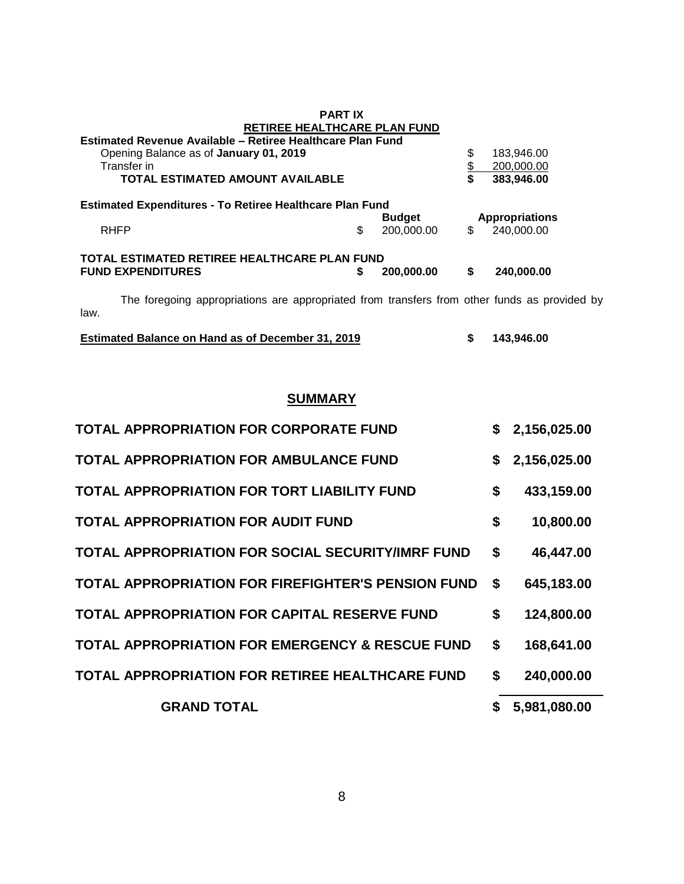## PART IX

## RETIREE HEALTHCARE PLAN FUND

**Estimated Revenue Available – Retiree Healthcare Plan Fund**

| | | |
|---|---|---|
| Opening Balance as of **January 01, 2019** | $ | 183,946.00 |
| Transfer in | $ | 200,000.00 |
| **TOTAL ESTIMATED AMOUNT AVAILABLE** | **$** | **383,946.00** |

**Estimated Expenditures - To Retiree Healthcare Plan Fund**

| | | Budget | | Appropriations |
|---|---|---|---|---|
| RHFP | $ | 200,000.00 | $ | 240,000.00 |
| **TOTAL ESTIMATED RETIREE HEALTHCARE PLAN FUND FUND EXPENDITURES** | **$** | **200,000.00** | **$** | **240,000.00** |

The foregoing appropriations are appropriated from transfers from other funds as provided by law.

| | | |
|---|---|---|
| **Estimated Balance on Hand as of December 31, 2019** | **$** | **143,946.00** |

## SUMMARY

| | | |
|---|---|---|
| **TOTAL APPROPRIATION FOR CORPORATE FUND** | **$** | **2,156,025.00** |
| **TOTAL APPROPRIATION FOR AMBULANCE FUND** | **$** | **2,156,025.00** |
| **TOTAL APPROPRIATION FOR TORT LIABILITY FUND** | **$** | **433,159.00** |
| **TOTAL APPROPRIATION FOR AUDIT FUND** | **$** | **10,800.00** |
| **TOTAL APPROPRIATION FOR SOCIAL SECURITY/IMRF FUND** | **$** | **46,447.00** |
| **TOTAL APPROPRIATION FOR FIREFIGHTER'S PENSION FUND** | **$** | **645,183.00** |
| **TOTAL APPROPRIATION FOR CAPITAL RESERVE FUND** | **$** | **124,800.00** |
| **TOTAL APPROPRIATION FOR EMERGENCY & RESCUE FUND** | **$** | **168,641.00** |
| **TOTAL APPROPRIATION FOR RETIREE HEALTHCARE FUND** | **$** | **240,000.00** |
| **GRAND TOTAL** | **$** | **5,981,080.00** |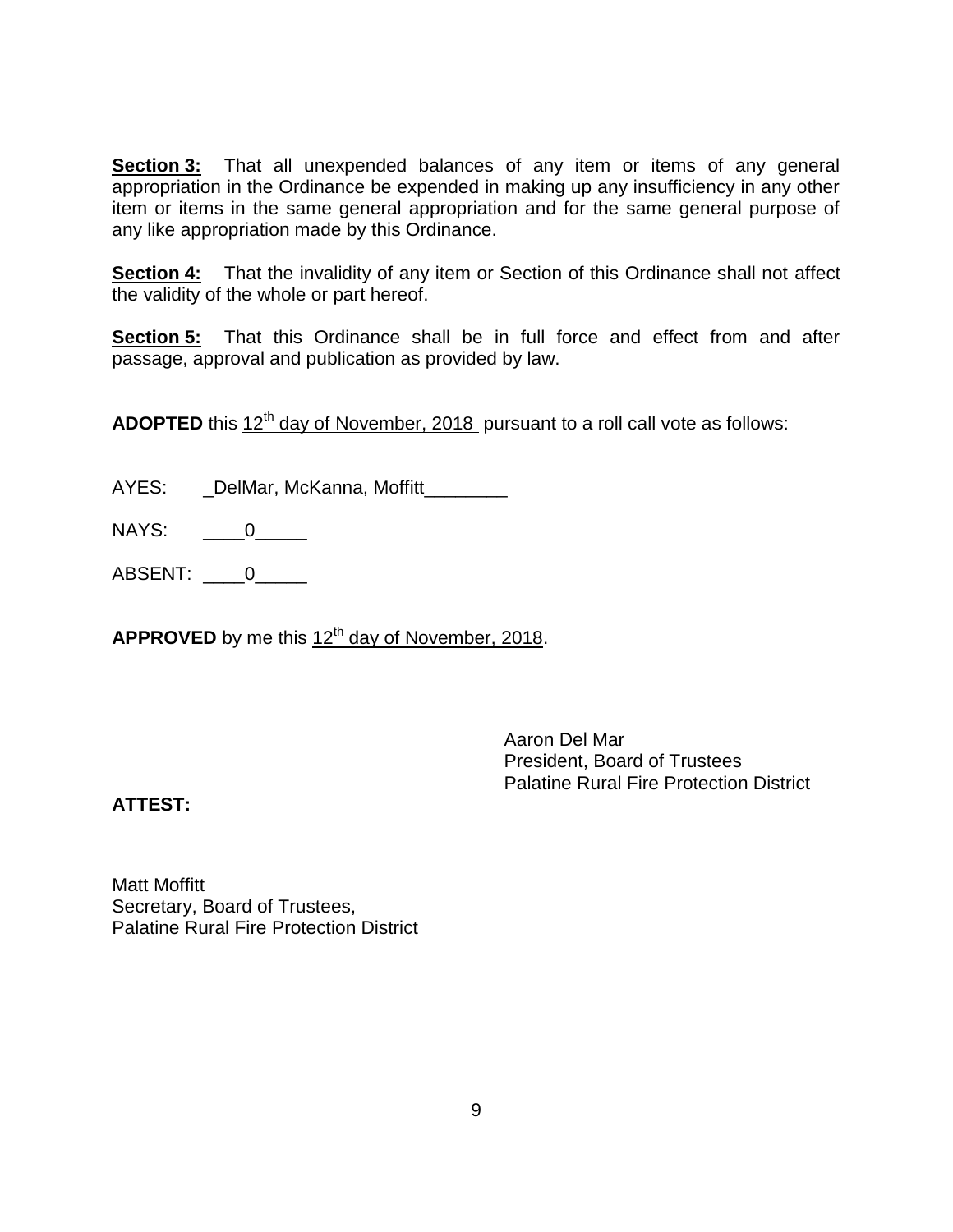**Section 3:** That all unexpended balances of any item or items of any general appropriation in the Ordinance be expended in making up any insufficiency in any other item or items in the same general appropriation and for the same general purpose of any like appropriation made by this Ordinance.

**Section 4:** That the invalidity of any item or Section of this Ordinance shall not affect the validity of the whole or part hereof.

**Section 5:** That this Ordinance shall be in full force and effect from and after passage, approval and publication as provided by law.

**ADOPTED** this 12th day of November, 2018 pursuant to a roll call vote as follows:

AYES: _DelMar, McKanna, Moffitt________

NAYS: ____0_____

ABSENT: ____0_____

**APPROVED** by me this 12th day of November, 2018.

Aaron Del Mar
President, Board of Trustees
Palatine Rural Fire Protection District

**ATTEST:**

Matt Moffitt
Secretary, Board of Trustees,
Palatine Rural Fire Protection District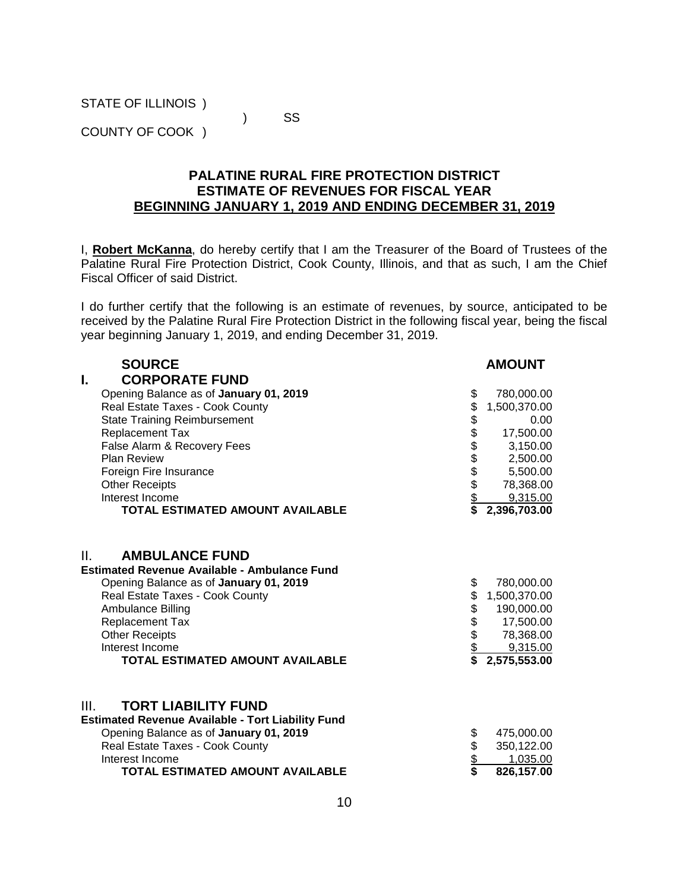STATE OF ILLINOIS )
) SS
COUNTY OF COOK )

## PALATINE RURAL FIRE PROTECTION DISTRICT
## ESTIMATE OF REVENUES FOR FISCAL YEAR
## BEGINNING JANUARY 1, 2019 AND ENDING DECEMBER 31, 2019

I, **Robert McKanna**, do hereby certify that I am the Treasurer of the Board of Trustees of the Palatine Rural Fire Protection District, Cook County, Illinois, and that as such, I am the Chief Fiscal Officer of said District.

I do further certify that the following is an estimate of revenues, by source, anticipated to be received by the Palatine Rural Fire Protection District in the following fiscal year, being the fiscal year beginning January 1, 2019, and ending December 31, 2019.

| **SOURCE** | **AMOUNT** |
|---|---|
| **I. CORPORATE FUND** | |
| Opening Balance as of **January 01, 2019** | $ 780,000.00 |
| Real Estate Taxes - Cook County | $ 1,500,370.00 |
| State Training Reimbursement | $ 0.00 |
| Replacement Tax | $ 17,500.00 |
| False Alarm & Recovery Fees | $ 3,150.00 |
| Plan Review | $ 2,500.00 |
| Foreign Fire Insurance | $ 5,500.00 |
| Other Receipts | $ 78,368.00 |
| Interest Income | $ 9,315.00 |
| **TOTAL ESTIMATED AMOUNT AVAILABLE** | **$ 2,396,703.00** |
| | |
| **II. AMBULANCE FUND** | |
| **Estimated Revenue Available - Ambulance Fund** | |
| Opening Balance as of **January 01, 2019** | $ 780,000.00 |
| Real Estate Taxes - Cook County | $ 1,500,370.00 |
| Ambulance Billing | $ 190,000.00 |
| Replacement Tax | $ 17,500.00 |
| Other Receipts | $ 78,368.00 |
| Interest Income | $ 9,315.00 |
| **TOTAL ESTIMATED AMOUNT AVAILABLE** | **$ 2,575,553.00** |
| | |
| **III. TORT LIABILITY FUND** | |
| **Estimated Revenue Available - Tort Liability Fund** | |
| Opening Balance as of **January 01, 2019** | $ 475,000.00 |
| Real Estate Taxes - Cook County | $ 350,122.00 |
| Interest Income | $ 1,035.00 |
| **TOTAL ESTIMATED AMOUNT AVAILABLE** | **$ 826,157.00** |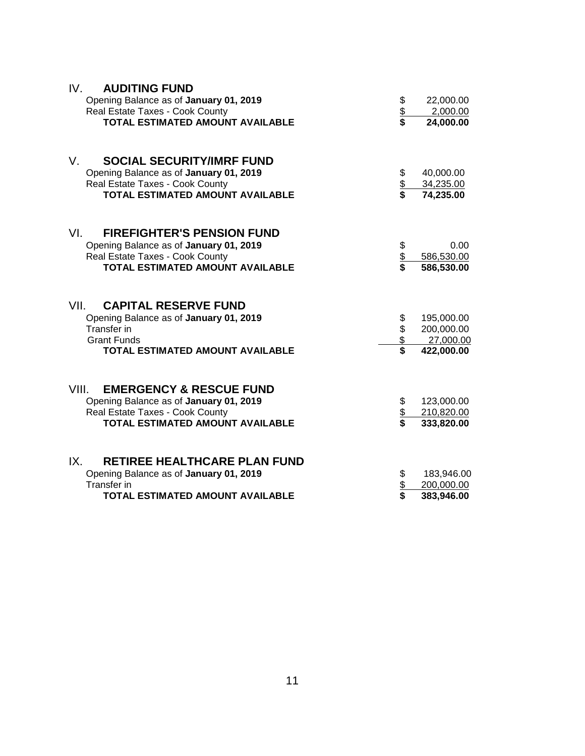## IV. AUDITING FUND

| | | |
|---|---|---|
| Opening Balance as of **January 01, 2019** | $ | 22,000.00 |
| Real Estate Taxes - Cook County | $ | 2,000.00 |
| **TOTAL ESTIMATED AMOUNT AVAILABLE** | **$** | **24,000.00** |

## V. SOCIAL SECURITY/IMRF FUND

| | | |
|---|---|---|
| Opening Balance as of **January 01, 2019** | $ | 40,000.00 |
| Real Estate Taxes - Cook County | $ | 34,235.00 |
| **TOTAL ESTIMATED AMOUNT AVAILABLE** | **$** | **74,235.00** |

## VI. FIREFIGHTER'S PENSION FUND

| | | |
|---|---|---|
| Opening Balance as of **January 01, 2019** | $ | 0.00 |
| Real Estate Taxes - Cook County | $ | 586,530.00 |
| **TOTAL ESTIMATED AMOUNT AVAILABLE** | **$** | **586,530.00** |

## VII. CAPITAL RESERVE FUND

| | | |
|---|---|---|
| Opening Balance as of **January 01, 2019** | $ | 195,000.00 |
| Transfer in | $ | 200,000.00 |
| Grant Funds | $ | 27,000.00 |
| **TOTAL ESTIMATED AMOUNT AVAILABLE** | **$** | **422,000.00** |

## VIII. EMERGENCY & RESCUE FUND

| | | |
|---|---|---|
| Opening Balance as of **January 01, 2019** | $ | 123,000.00 |
| Real Estate Taxes - Cook County | $ | 210,820.00 |
| **TOTAL ESTIMATED AMOUNT AVAILABLE** | **$** | **333,820.00** |

## IX. RETIREE HEALTHCARE PLAN FUND

| | | |
|---|---|---|
| Opening Balance as of **January 01, 2019** | $ | 183,946.00 |
| Transfer in | $ | 200,000.00 |
| **TOTAL ESTIMATED AMOUNT AVAILABLE** | **$** | **383,946.00** |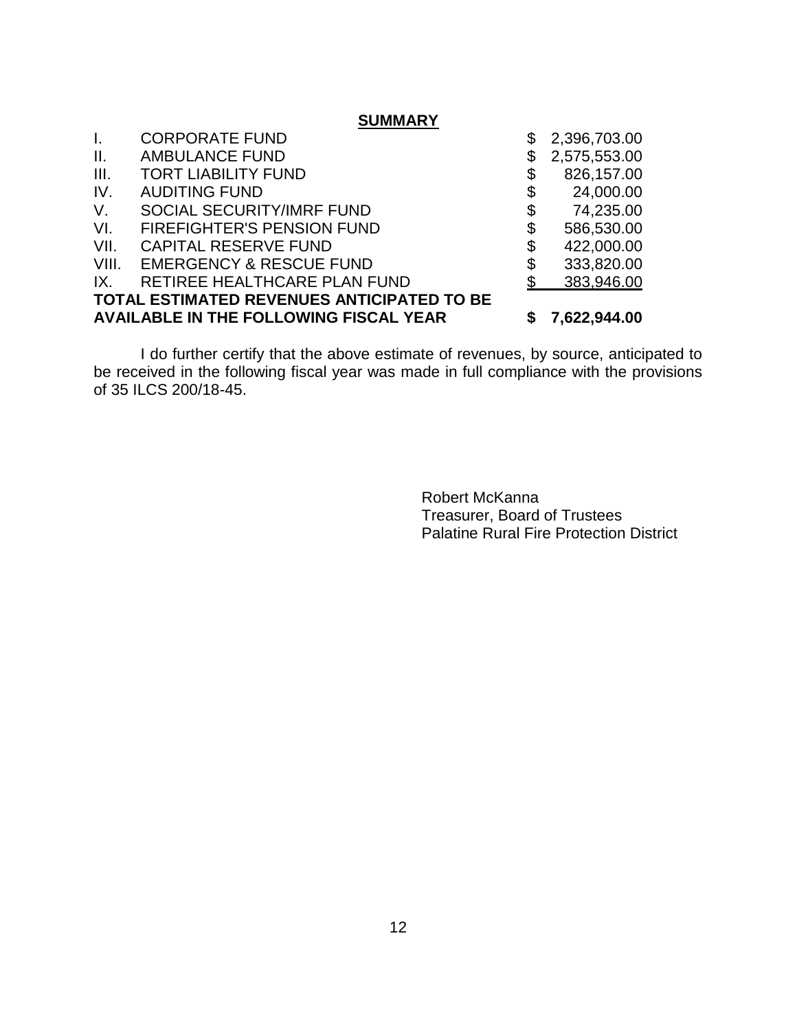## SUMMARY

| | | |
|---|---|---|
| I. | CORPORATE FUND | $ 2,396,703.00 |
| II. | AMBULANCE FUND | $ 2,575,553.00 |
| III. | TORT LIABILITY FUND | $ 826,157.00 |
| IV. | AUDITING FUND | $ 24,000.00 |
| V. | SOCIAL SECURITY/IMRF FUND | $ 74,235.00 |
| VI. | FIREFIGHTER'S PENSION FUND | $ 586,530.00 |
| VII. | CAPITAL RESERVE FUND | $ 422,000.00 |
| VIII. | EMERGENCY & RESCUE FUND | $ 333,820.00 |
| IX. | RETIREE HEALTHCARE PLAN FUND | $ 383,946.00 |
| **TOTAL ESTIMATED REVENUES ANTICIPATED TO BE AVAILABLE IN THE FOLLOWING FISCAL YEAR** | | **$ 7,622,944.00** |

I do further certify that the above estimate of revenues, by source, anticipated to be received in the following fiscal year was made in full compliance with the provisions of 35 ILCS 200/18-45.

Robert McKanna
Treasurer, Board of Trustees
Palatine Rural Fire Protection District